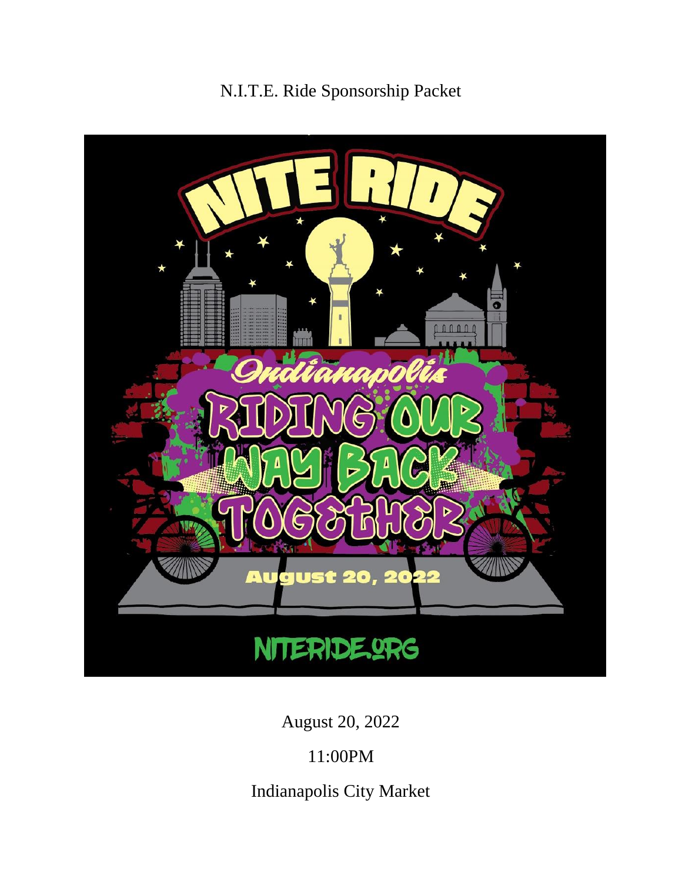# N.I.T.E. Ride Sponsorship Packet

NITE RIDE

Indianapolis

RIDING OUR WAY BACK TOGETHER

August 20, 2022

NITERIDE.ORG

August 20, 2022

11:00PM

Indianapolis City Market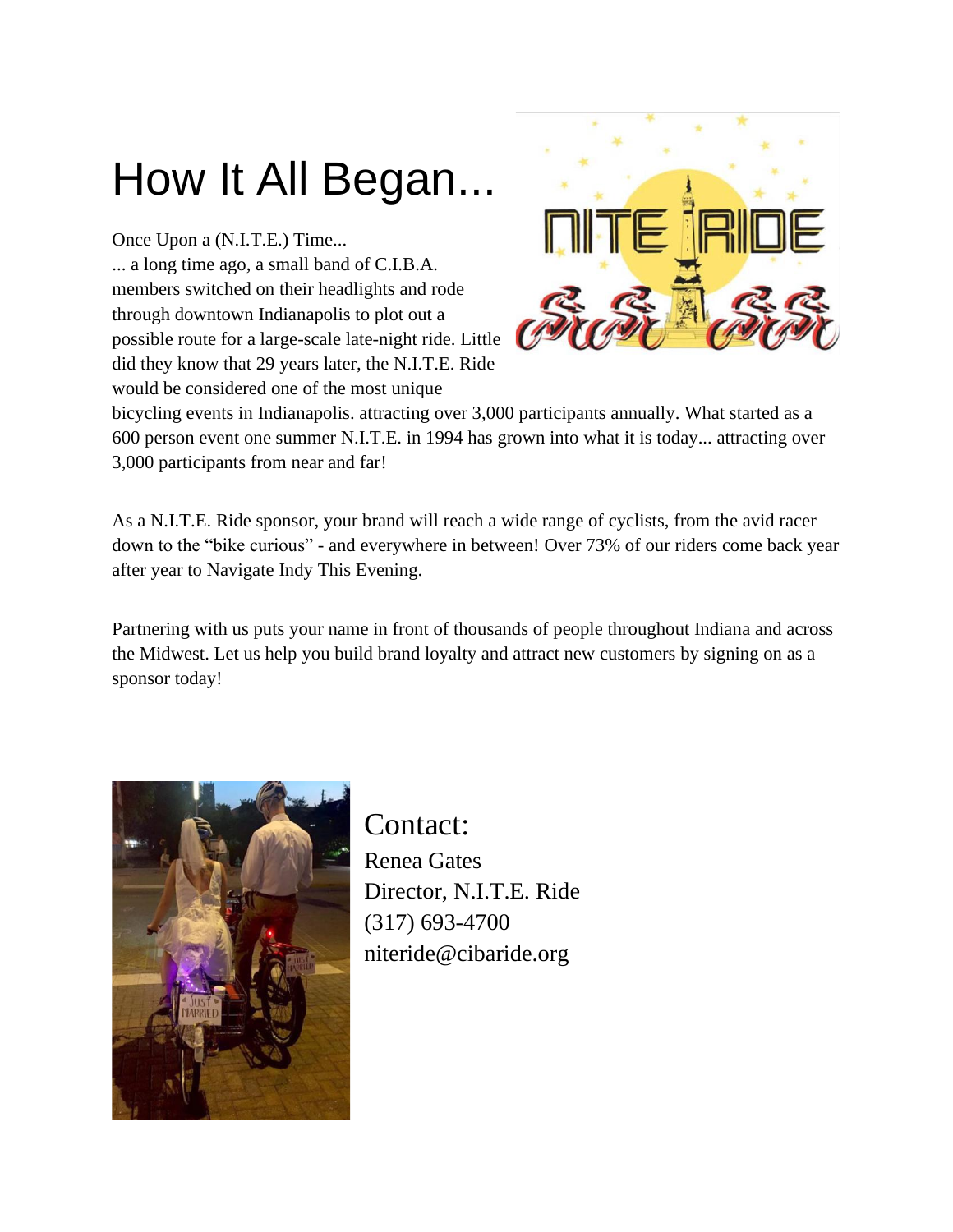# How It All Began...

Once Upon a (N.I.T.E.) Time...
... a long time ago, a small band of C.I.B.A. members switched on their headlights and rode through downtown Indianapolis to plot out a possible route for a large-scale late-night ride. Little did they know that 29 years later, the N.I.T.E. Ride would be considered one of the most unique bicycling events in Indianapolis. attracting over 3,000 participants annually. What started as a 600 person event one summer N.I.T.E. in 1994 has grown into what it is today... attracting over 3,000 participants from near and far!

As a N.I.T.E. Ride sponsor, your brand will reach a wide range of cyclists, from the avid racer down to the "bike curious" - and everywhere in between! Over 73% of our riders come back year after year to Navigate Indy This Evening.

Partnering with us puts your name in front of thousands of people throughout Indiana and across the Midwest. Let us help you build brand loyalty and attract new customers by signing on as a sponsor today!

## Contact:

Renea Gates
Director, N.I.T.E. Ride
(317) 693-4700
niteride@cibaride.org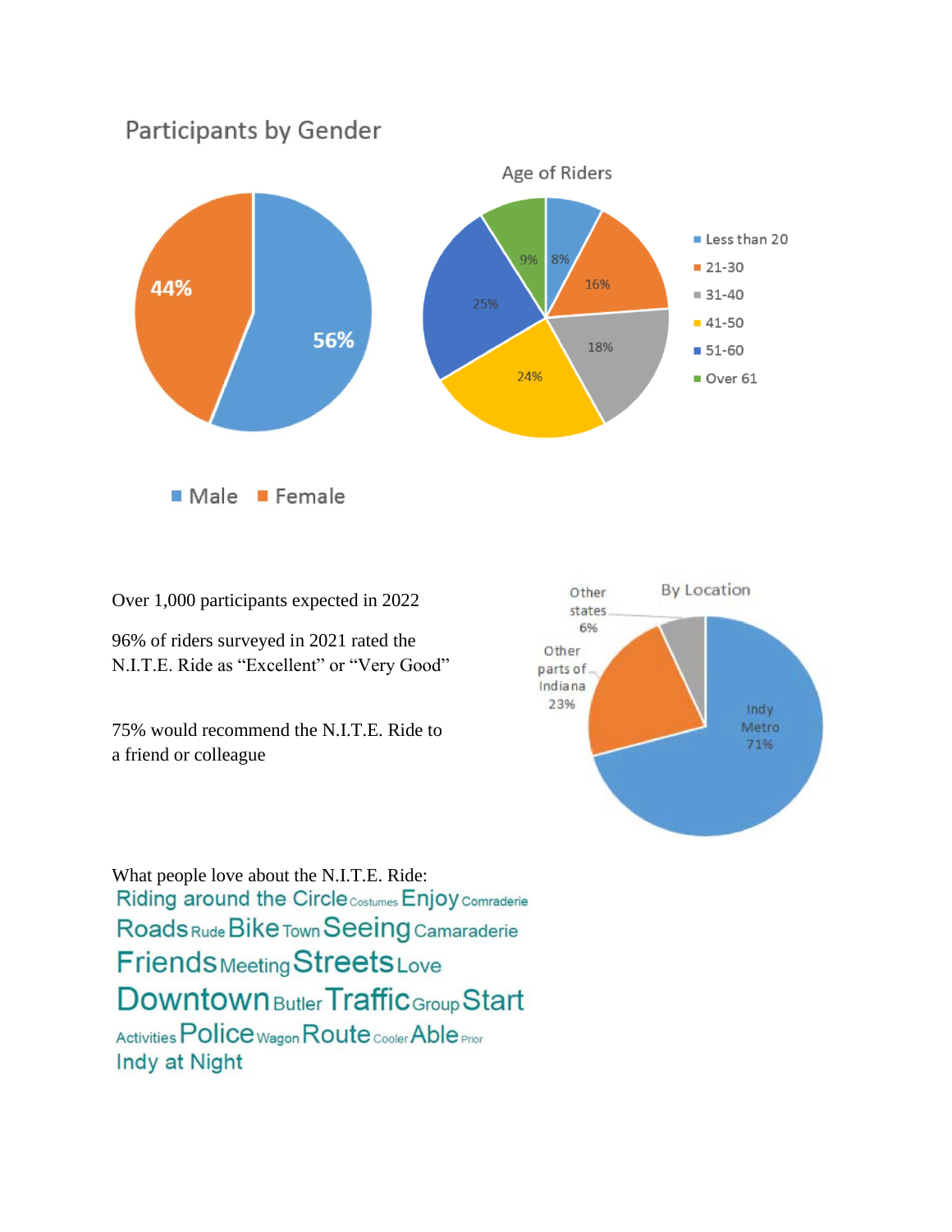## Participants by Gender

| Gender | Percentage |
| --- | --- |
| Male | 56% |
| Female | 44% |

## Age of Riders

| Age | Percentage |
| --- | --- |
| Less than 20 | 8% |
| 21-30 | 16% |
| 31-40 | 18% |
| 41-50 | 24% |
| 51-60 | 25% |
| Over 61 | 9% |

Over 1,000 participants expected in 2022

96% of riders surveyed in 2021 rated the N.I.T.E. Ride as "Excellent" or "Very Good"

75% would recommend the N.I.T.E. Ride to a friend or colleague

## By Location

| Location | Percentage |
| --- | --- |
| Indy Metro | 71% |
| Other parts of Indiana | 23% |
| Other states | 6% |

What people love about the N.I.T.E. Ride:

Riding around the Circle Costumes Enjoy Comraderie Roads Rude Bike Town Seeing Camaraderie Friends Meeting Streets Love Downtown Butler Traffic Group Start Activities Police Wagon Route Cooler Able Prior Indy at Night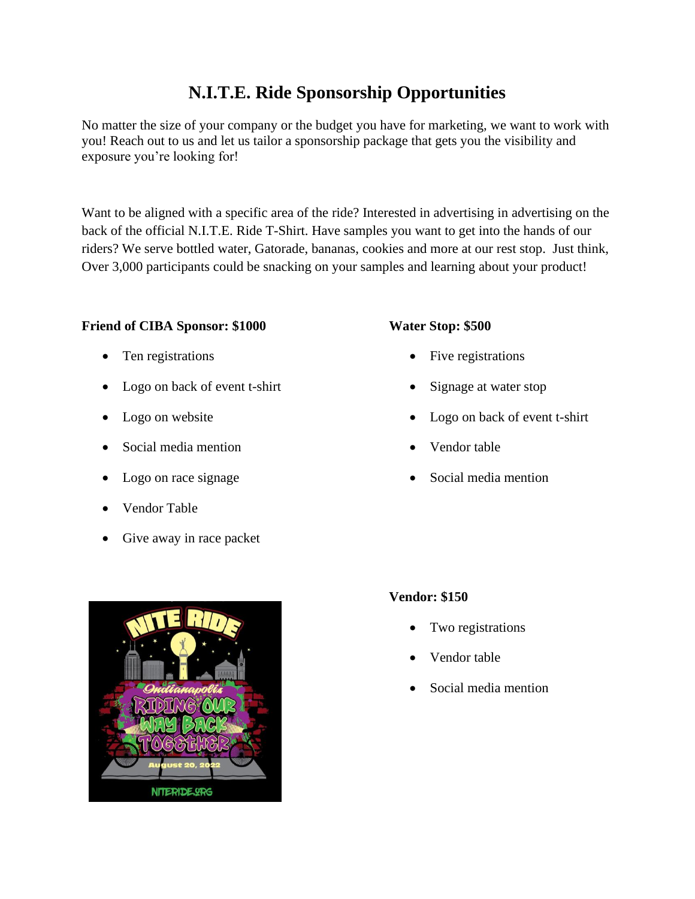# N.I.T.E. Ride Sponsorship Opportunities

No matter the size of your company or the budget you have for marketing, we want to work with you! Reach out to us and let us tailor a sponsorship package that gets you the visibility and exposure you're looking for!

Want to be aligned with a specific area of the ride? Interested in advertising in advertising on the back of the official N.I.T.E. Ride T-Shirt. Have samples you want to get into the hands of our riders? We serve bottled water, Gatorade, bananas, cookies and more at our rest stop.  Just think, Over 3,000 participants could be snacking on your samples and learning about your product!

**Friend of CIBA Sponsor: $1000**

- Ten registrations
- Logo on back of event t-shirt
- Logo on website
- Social media mention
- Logo on race signage
- Vendor Table
- Give away in race packet

**Water Stop: $500**

- Five registrations
- Signage at water stop
- Logo on back of event t-shirt
- Vendor table
- Social media mention

**Vendor: $150**

- Two registrations
- Vendor table
- Social media mention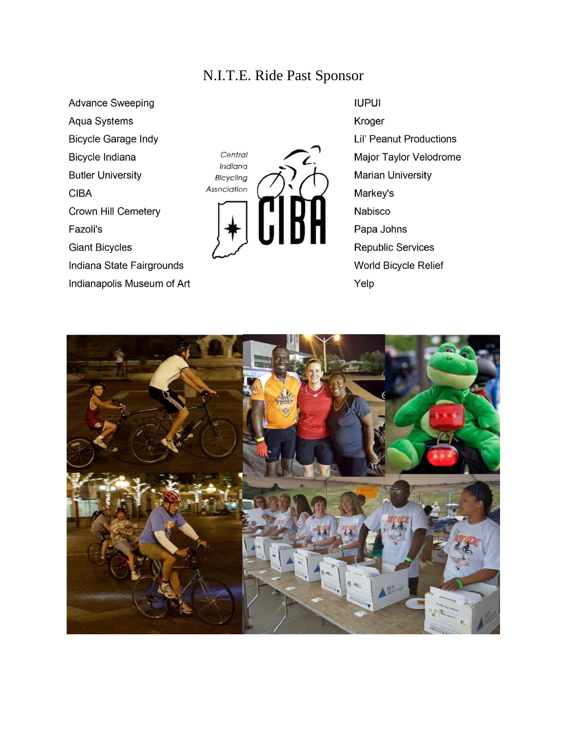# N.I.T.E. Ride Past Sponsor

- Advance Sweeping
- Aqua Systems
- Bicycle Garage Indy
- Bicycle Indiana
- Butler University
- CIBA
- Crown Hill Cemetery
- Fazoli's
- Giant Bicycles
- Indiana State Fairgrounds
- Indianapolis Museum of Art
- IUPUI
- Kroger
- Lil' Peanut Productions
- Major Taylor Velodrome
- Marian University
- Markey's
- Nabisco
- Papa Johns
- Republic Services
- World Bicycle Relief
- Yelp